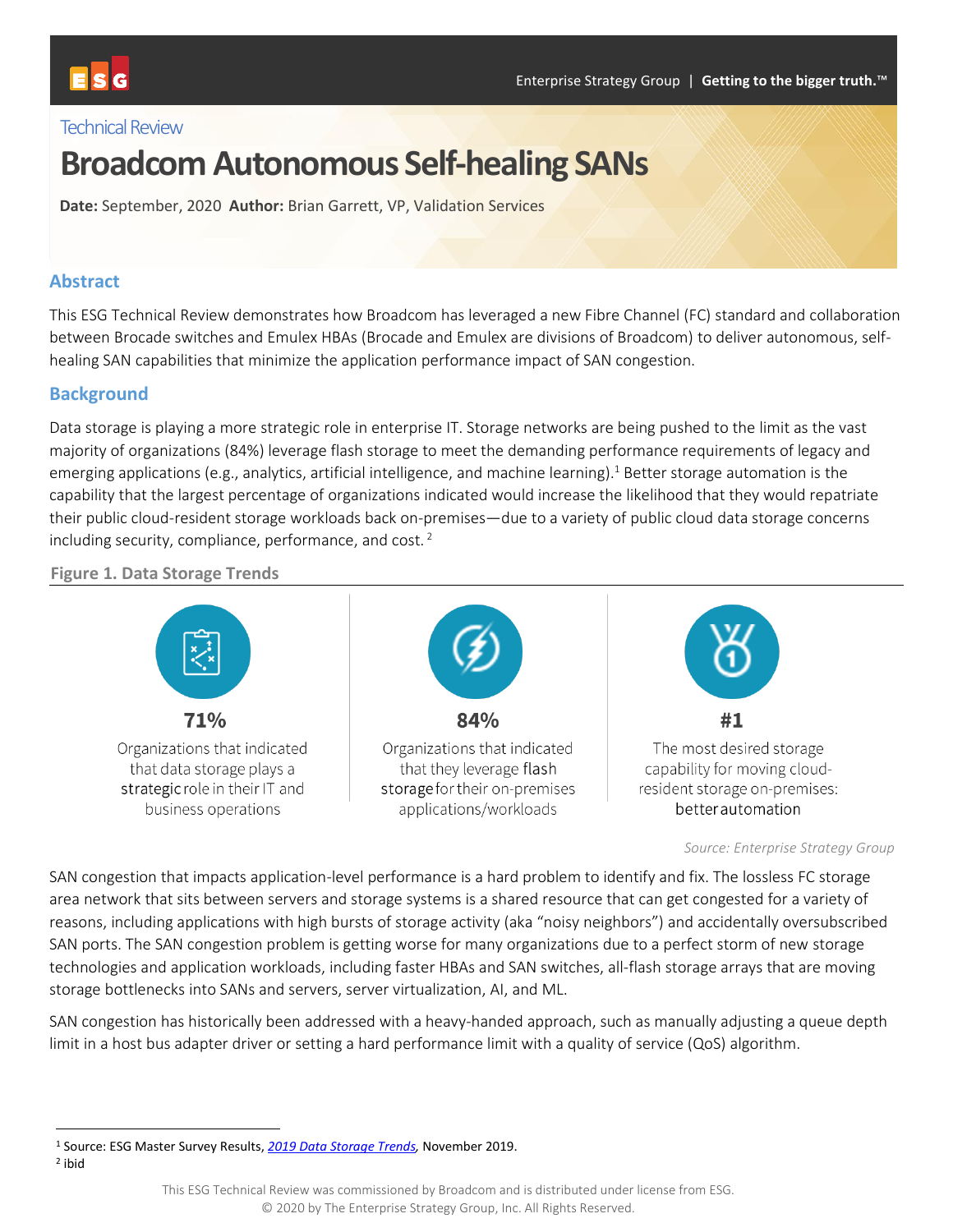Technical Review

# Broadcom Autonomous Self-healing SANs

**Date:** September, 2020 **Author:** Brian Garrett, VP, Validation Services

## Abstract

This ESG Technical Review demonstrates how Broadcom has leveraged a new Fibre Channel (FC) standard and collaboration between Brocade switches and Emulex HBAs (Brocade and Emulex are divisions of Broadcom) to deliver autonomous, self-healing SAN capabilities that minimize the application performance impact of SAN congestion.

## Background

Data storage is playing a more strategic role in enterprise IT. Storage networks are being pushed to the limit as the vast majority of organizations (84%) leverage flash storage to meet the demanding performance requirements of legacy and emerging applications (e.g., analytics, artificial intelligence, and machine learning).[1] Better storage automation is the capability that the largest percentage of organizations indicated would increase the likelihood that they would repatriate their public cloud-resident storage workloads back on-premises—due to a variety of public cloud data storage concerns including security, compliance, performance, and cost.[2]

**Figure 1. Data Storage Trends**

**71%**
Organizations that indicated that data storage plays a strategic role in their IT and business operations

**84%**
Organizations that indicated that they leverage flash storage for their on-premises applications/workloads

**#1**
The most desired storage capability for moving cloud-resident storage on-premises: better automation

*Source: Enterprise Strategy Group*

SAN congestion that impacts application-level performance is a hard problem to identify and fix. The lossless FC storage area network that sits between servers and storage systems is a shared resource that can get congested for a variety of reasons, including applications with high bursts of storage activity (aka "noisy neighbors") and accidentally oversubscribed SAN ports. The SAN congestion problem is getting worse for many organizations due to a perfect storm of new storage technologies and application workloads, including faster HBAs and SAN switches, all-flash storage arrays that are moving storage bottlenecks into SANs and servers, server virtualization, AI, and ML.

SAN congestion has historically been addressed with a heavy-handed approach, such as manually adjusting a queue depth limit in a host bus adapter driver or setting a hard performance limit with a quality of service (QoS) algorithm.

[1] Source: ESG Master Survey Results, *2019 Data Storage Trends,* November 2019.
[2] ibid

This ESG Technical Review was commissioned by Broadcom and is distributed under license from ESG.
© 2020 by The Enterprise Strategy Group, Inc. All Rights Reserved.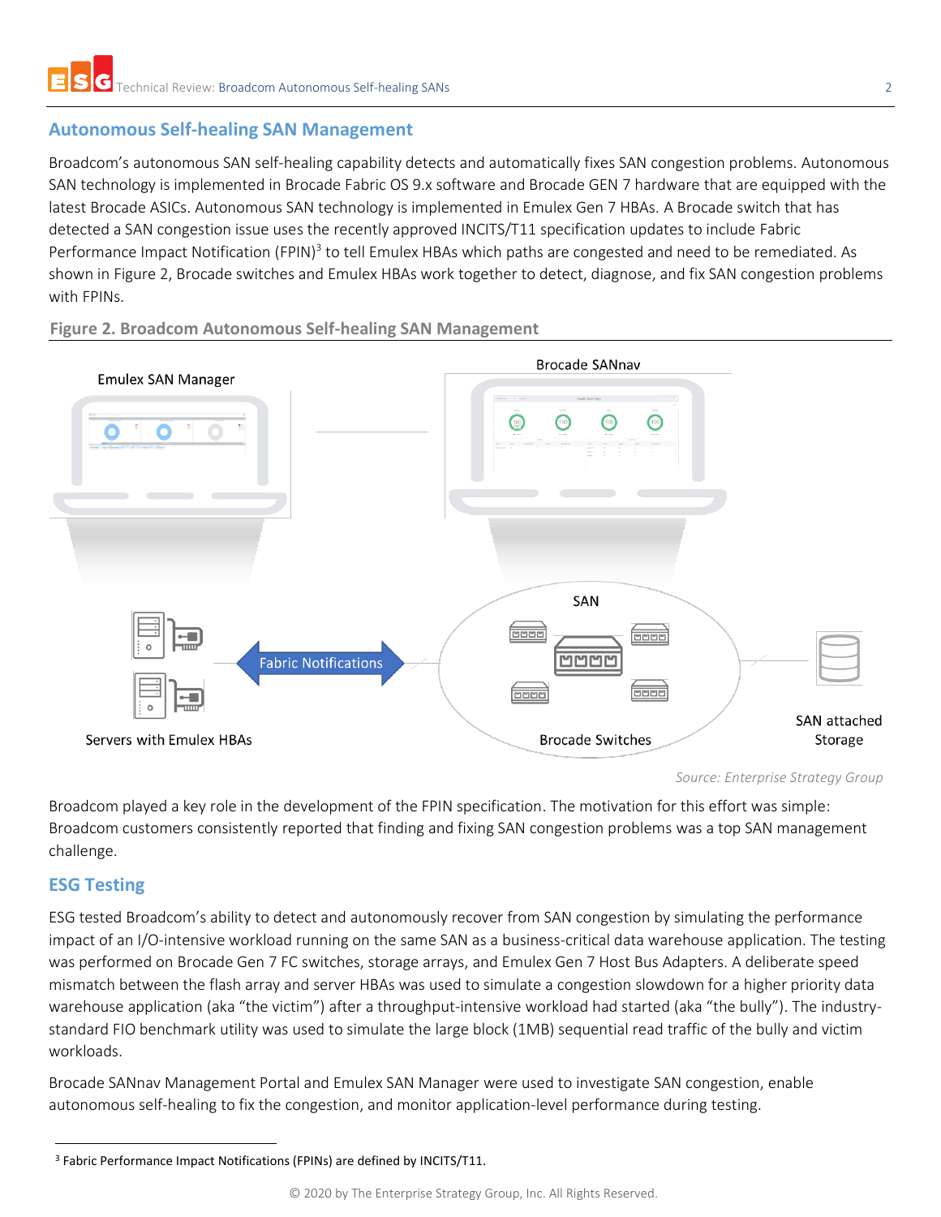## Autonomous Self-healing SAN Management

Broadcom's autonomous SAN self-healing capability detects and automatically fixes SAN congestion problems. Autonomous SAN technology is implemented in Brocade Fabric OS 9.x software and Brocade GEN 7 hardware that are equipped with the latest Brocade ASICs. Autonomous SAN technology is implemented in Emulex Gen 7 HBAs. A Brocade switch that has detected a SAN congestion issue uses the recently approved INCITS/T11 specification updates to include Fabric Performance Impact Notification (FPIN)[3] to tell Emulex HBAs which paths are congested and need to be remediated. As shown in Figure 2, Brocade switches and Emulex HBAs work together to detect, diagnose, and fix SAN congestion problems with FPINs.

**Figure 2. Broadcom Autonomous Self-healing SAN Management**

Emulex SAN Manager

Brocade SANnav

SAN

Fabric Notifications

Servers with Emulex HBAs

Brocade Switches

SAN attached Storage

*Source: Enterprise Strategy Group*

Broadcom played a key role in the development of the FPIN specification. The motivation for this effort was simple: Broadcom customers consistently reported that finding and fixing SAN congestion problems was a top SAN management challenge.

## ESG Testing

ESG tested Broadcom's ability to detect and autonomously recover from SAN congestion by simulating the performance impact of an I/O-intensive workload running on the same SAN as a business-critical data warehouse application. The testing was performed on Brocade Gen 7 FC switches, storage arrays, and Emulex Gen 7 Host Bus Adapters. A deliberate speed mismatch between the flash array and server HBAs was used to simulate a congestion slowdown for a higher priority data warehouse application (aka "the victim") after a throughput-intensive workload had started (aka "the bully"). The industry-standard FIO benchmark utility was used to simulate the large block (1MB) sequential read traffic of the bully and victim workloads.

Brocade SANnav Management Portal and Emulex SAN Manager were used to investigate SAN congestion, enable autonomous self-healing to fix the congestion, and monitor application-level performance during testing.

[3] Fabric Performance Impact Notifications (FPINs) are defined by INCITS/T11.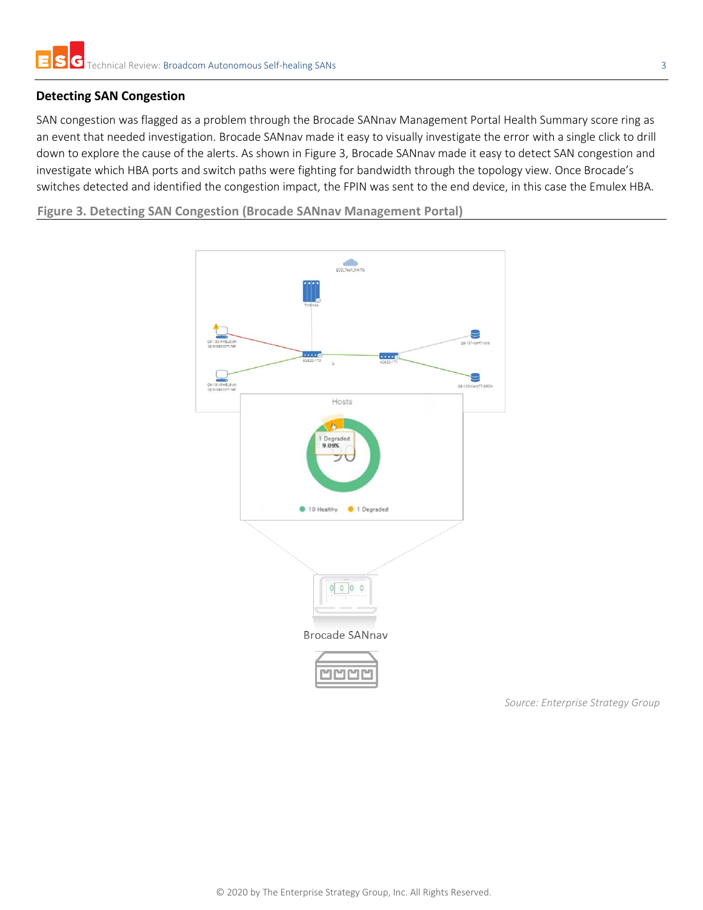## Detecting SAN Congestion

SAN congestion was flagged as a problem through the Brocade SANnav Management Portal Health Summary score ring as an event that needed investigation. Brocade SANnav made it easy to visually investigate the error with a single click to drill down to explore the cause of the alerts. As shown in Figure 3, Brocade SANnav made it easy to detect SAN congestion and investigate which HBA ports and switch paths were fighting for bandwidth through the topology view. Once Brocade's switches detected and identified the congestion impact, the FPIN was sent to the end device, in this case the Emulex HBA.

**Figure 3. Detecting SAN Congestion (Brocade SANnav Management Portal)**

*Source: Enterprise Strategy Group*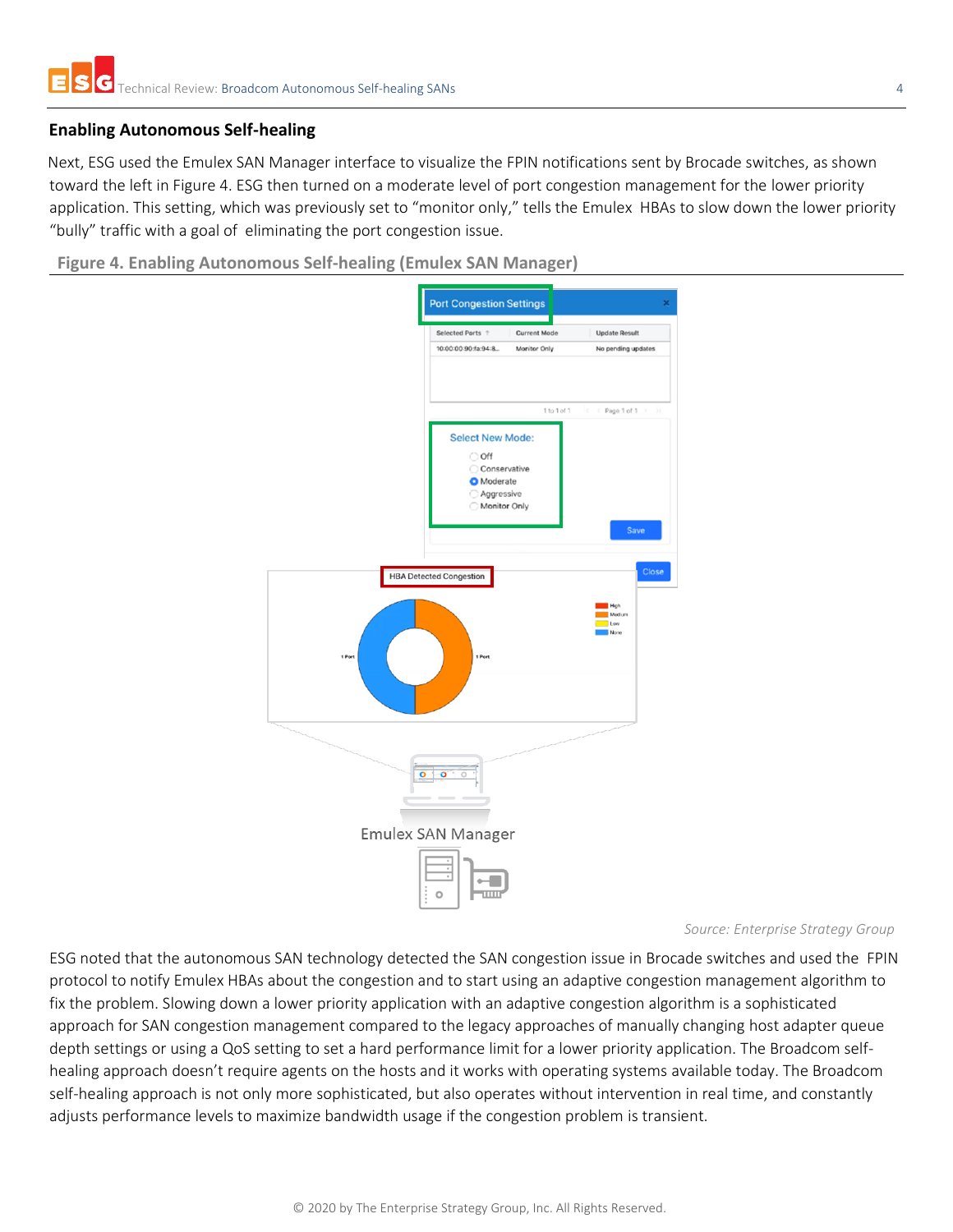## Enabling Autonomous Self-healing

Next, ESG used the Emulex SAN Manager interface to visualize the FPIN notifications sent by Brocade switches, as shown toward the left in Figure 4. ESG then turned on a moderate level of port congestion management for the lower priority application. This setting, which was previously set to "monitor only," tells the Emulex HBAs to slow down the lower priority "bully" traffic with a goal of eliminating the port congestion issue.

**Figure 4. Enabling Autonomous Self-healing (Emulex SAN Manager)**

*Source: Enterprise Strategy Group*

ESG noted that the autonomous SAN technology detected the SAN congestion issue in Brocade switches and used the FPIN protocol to notify Emulex HBAs about the congestion and to start using an adaptive congestion management algorithm to fix the problem. Slowing down a lower priority application with an adaptive congestion algorithm is a sophisticated approach for SAN congestion management compared to the legacy approaches of manually changing host adapter queue depth settings or using a QoS setting to set a hard performance limit for a lower priority application. The Broadcom self-healing approach doesn't require agents on the hosts and it works with operating systems available today. The Broadcom self-healing approach is not only more sophisticated, but also operates without intervention in real time, and constantly adjusts performance levels to maximize bandwidth usage if the congestion problem is transient.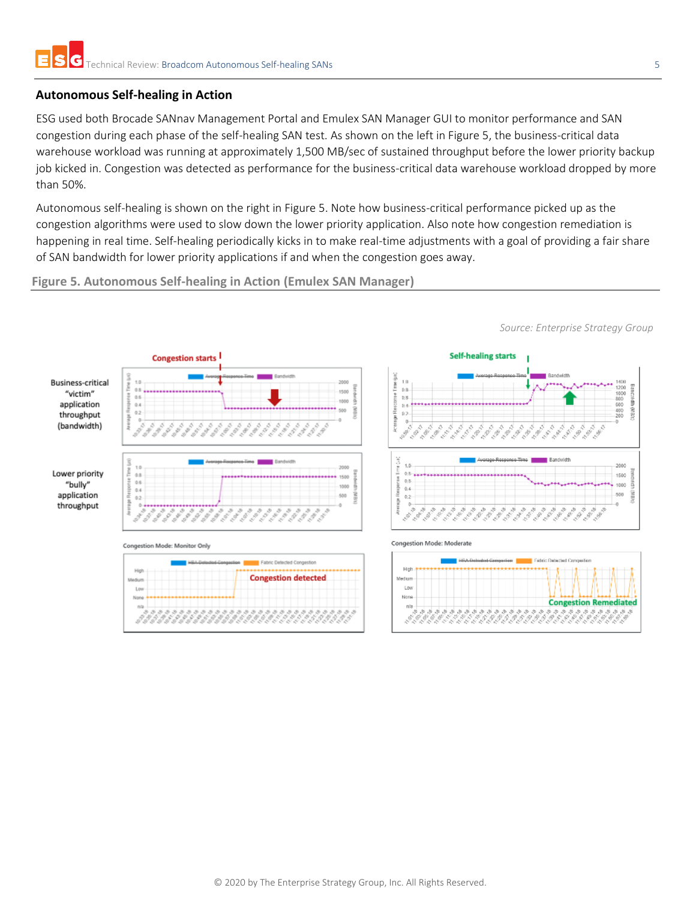## Autonomous Self-healing in Action

ESG used both Brocade SANnav Management Portal and Emulex SAN Manager GUI to monitor performance and SAN congestion during each phase of the self-healing SAN test. As shown on the left in Figure 5, the business-critical data warehouse workload was running at approximately 1,500 MB/sec of sustained throughput before the lower priority backup job kicked in. Congestion was detected as performance for the business-critical data warehouse workload dropped by more than 50%.

Autonomous self-healing is shown on the right in Figure 5. Note how business-critical performance picked up as the congestion algorithms were used to slow down the lower priority application. Also note how congestion remediation is happening in real time. Self-healing periodically kicks in to make real-time adjustments with a goal of providing a fair share of SAN bandwidth for lower priority applications if and when the congestion goes away.

**Figure 5. Autonomous Self-healing in Action (Emulex SAN Manager)**

*Source: Enterprise Strategy Group*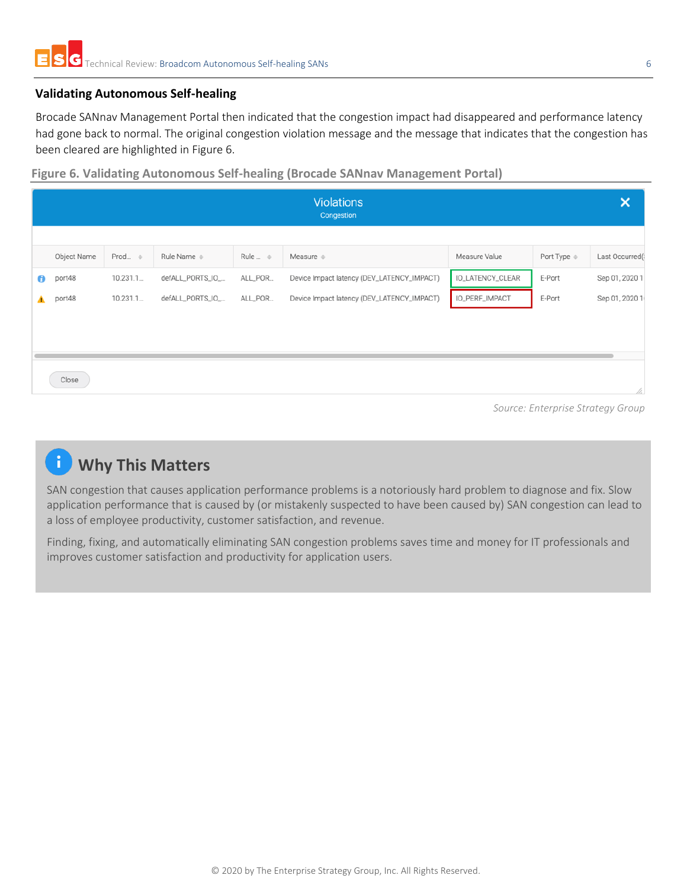## Validating Autonomous Self-healing

Brocade SANnav Management Portal then indicated that the congestion impact had disappeared and performance latency had gone back to normal. The original congestion violation message and the message that indicates that the congestion has been cleared are highlighted in Figure 6.

**Figure 6. Validating Autonomous Self-healing (Brocade SANnav Management Portal)**

Violations
Congestion

| | Object Name | Prod... | Rule Name | Rule ... | Measure | Measure Value | Port Type | Last Occurred( |
|---|---|---|---|---|---|---|---|---|
| i | port48 | 10.231.1... | defALL_PORTS_IO_... | ALL_POR... | Device Impact latency (DEV_LATENCY_IMPACT) | IO_LATENCY_CLEAR | E-Port | Sep 01, 2020 1 |
| ⚠ | port48 | 10.231.1... | defALL_PORTS_IO_... | ALL_POR... | Device Impact latency (DEV_LATENCY_IMPACT) | IO_PERF_IMPACT | E-Port | Sep 01, 2020 1 |

Close

*Source: Enterprise Strategy Group*

### Why This Matters

SAN congestion that causes application performance problems is a notoriously hard problem to diagnose and fix. Slow application performance that is caused by (or mistakenly suspected to have been caused by) SAN congestion can lead to a loss of employee productivity, customer satisfaction, and revenue.

Finding, fixing, and automatically eliminating SAN congestion problems saves time and money for IT professionals and improves customer satisfaction and productivity for application users.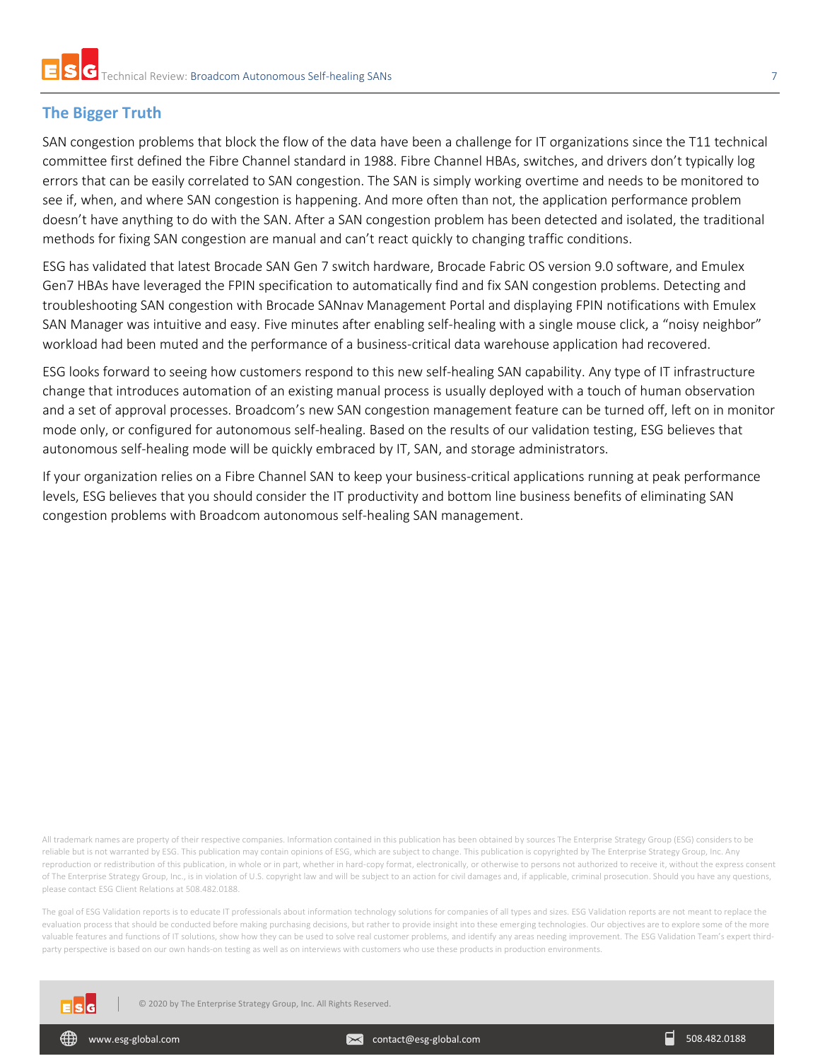## The Bigger Truth

SAN congestion problems that block the flow of the data have been a challenge for IT organizations since the T11 technical committee first defined the Fibre Channel standard in 1988. Fibre Channel HBAs, switches, and drivers don't typically log errors that can be easily correlated to SAN congestion. The SAN is simply working overtime and needs to be monitored to see if, when, and where SAN congestion is happening. And more often than not, the application performance problem doesn't have anything to do with the SAN. After a SAN congestion problem has been detected and isolated, the traditional methods for fixing SAN congestion are manual and can't react quickly to changing traffic conditions.

ESG has validated that latest Brocade SAN Gen 7 switch hardware, Brocade Fabric OS version 9.0 software, and Emulex Gen7 HBAs have leveraged the FPIN specification to automatically find and fix SAN congestion problems. Detecting and troubleshooting SAN congestion with Brocade SANnav Management Portal and displaying FPIN notifications with Emulex SAN Manager was intuitive and easy. Five minutes after enabling self-healing with a single mouse click, a "noisy neighbor" workload had been muted and the performance of a business-critical data warehouse application had recovered.

ESG looks forward to seeing how customers respond to this new self-healing SAN capability. Any type of IT infrastructure change that introduces automation of an existing manual process is usually deployed with a touch of human observation and a set of approval processes. Broadcom's new SAN congestion management feature can be turned off, left on in monitor mode only, or configured for autonomous self-healing. Based on the results of our validation testing, ESG believes that autonomous self-healing mode will be quickly embraced by IT, SAN, and storage administrators.

If your organization relies on a Fibre Channel SAN to keep your business-critical applications running at peak performance levels, ESG believes that you should consider the IT productivity and bottom line business benefits of eliminating SAN congestion problems with Broadcom autonomous self-healing SAN management.

All trademark names are property of their respective companies. Information contained in this publication has been obtained by sources The Enterprise Strategy Group (ESG) considers to be reliable but is not warranted by ESG. This publication may contain opinions of ESG, which are subject to change. This publication is copyrighted by The Enterprise Strategy Group, Inc. Any reproduction or redistribution of this publication, in whole or in part, whether in hard-copy format, electronically, or otherwise to persons not authorized to receive it, without the express consent of The Enterprise Strategy Group, Inc., is in violation of U.S. copyright law and will be subject to an action for civil damages and, if applicable, criminal prosecution. Should you have any questions, please contact ESG Client Relations at 508.482.0188.

The goal of ESG Validation reports is to educate IT professionals about information technology solutions for companies of all types and sizes. ESG Validation reports are not meant to replace the evaluation process that should be conducted before making purchasing decisions, but rather to provide insight into these emerging technologies. Our objectives are to explore some of the more valuable features and functions of IT solutions, show how they can be used to solve real customer problems, and identify any areas needing improvement. The ESG Validation Team's expert third-party perspective is based on our own hands-on testing as well as on interviews with customers who use these products in production environments.

© 2020 by The Enterprise Strategy Group, Inc. All Rights Reserved.

www.esg-global.com contact@esg-global.com 508.482.0188